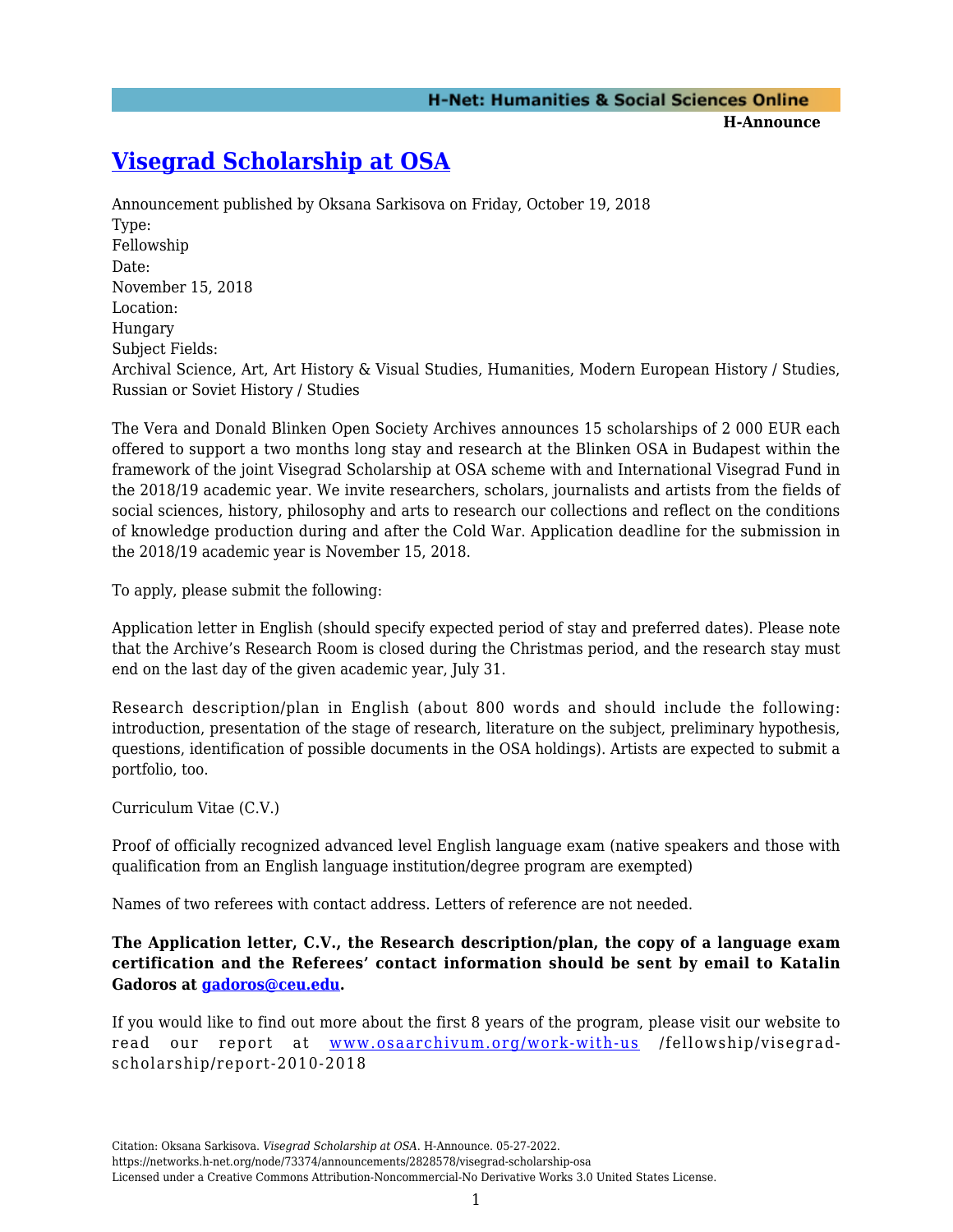# Visegrad Scholarship at OSA

Announcement published by Oksana Sarkisova on Friday, October 19, 2018

Type:
Fellowship

Date:
November 15, 2018

Location:
Hungary

Subject Fields:
Archival Science, Art, Art History & Visual Studies, Humanities, Modern European History / Studies, Russian or Soviet History / Studies

The Vera and Donald Blinken Open Society Archives announces 15 scholarships of 2 000 EUR each offered to support a two months long stay and research at the Blinken OSA in Budapest within the framework of the joint Visegrad Scholarship at OSA scheme with and International Visegrad Fund in the 2018/19 academic year. We invite researchers, scholars, journalists and artists from the fields of social sciences, history, philosophy and arts to research our collections and reflect on the conditions of knowledge production during and after the Cold War. Application deadline for the submission in the 2018/19 academic year is November 15, 2018.

To apply, please submit the following:

Application letter in English (should specify expected period of stay and preferred dates). Please note that the Archive's Research Room is closed during the Christmas period, and the research stay must end on the last day of the given academic year, July 31.

Research description/plan in English (about 800 words and should include the following: introduction, presentation of the stage of research, literature on the subject, preliminary hypothesis, questions, identification of possible documents in the OSA holdings). Artists are expected to submit a portfolio, too.

Curriculum Vitae (C.V.)

Proof of officially recognized advanced level English language exam (native speakers and those with qualification from an English language institution/degree program are exempted)

Names of two referees with contact address. Letters of reference are not needed.

**The Application letter, C.V., the Research description/plan, the copy of a language exam certification and the Referees' contact information should be sent by email to Katalin Gadoros at gadoros@ceu.edu.**

If you would like to find out more about the first 8 years of the program, please visit our website to read our report at www.osaarchivum.org/work-with-us /fellowship/visegrad-scholarship/report-2010-2018

Citation: Oksana Sarkisova. *Visegrad Scholarship at OSA*. H-Announce. 05-27-2022.
https://networks.h-net.org/node/73374/announcements/2828578/visegrad-scholarship-osa
Licensed under a Creative Commons Attribution-Noncommercial-No Derivative Works 3.0 United States License.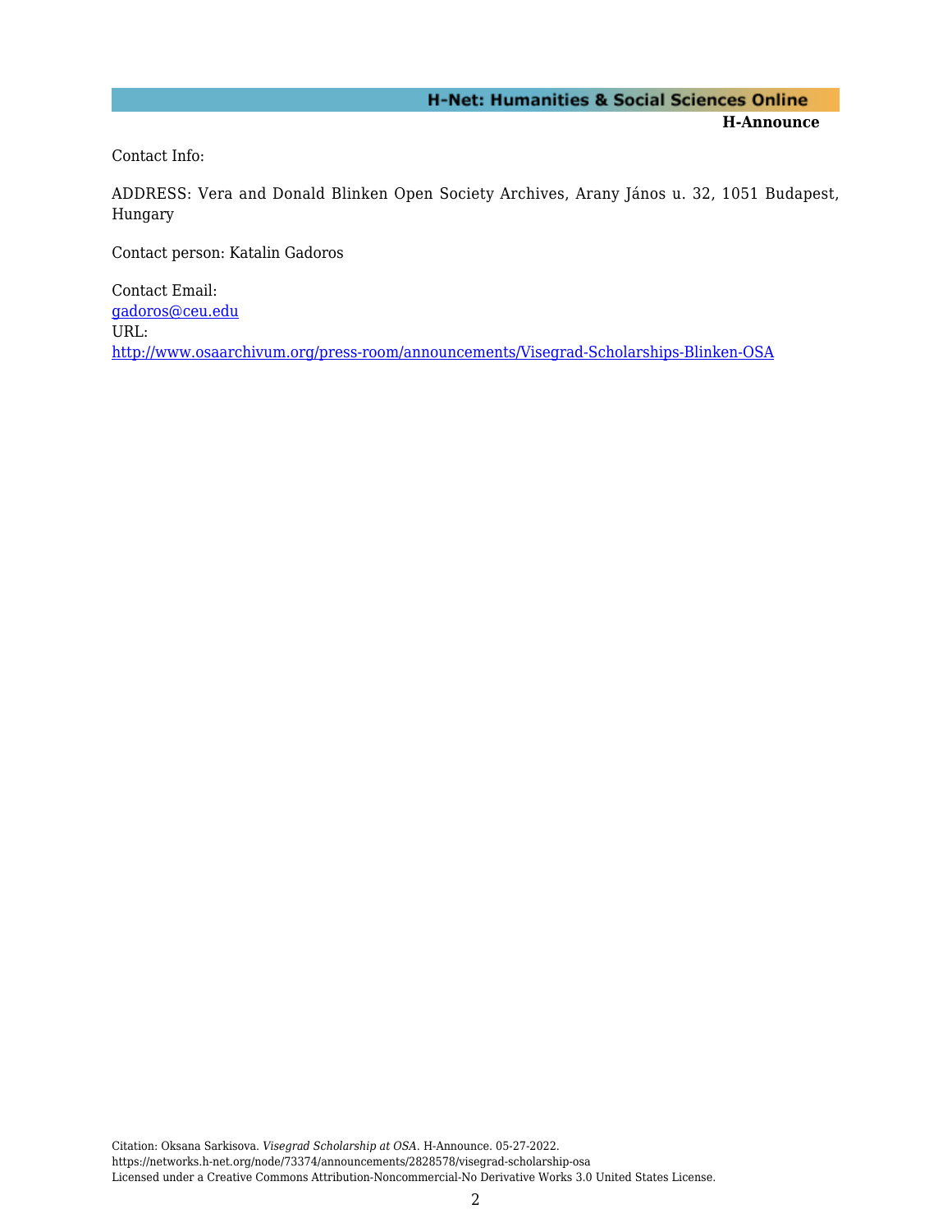Contact Info:

ADDRESS: Vera and Donald Blinken Open Society Archives, Arany János u. 32, 1051 Budapest, Hungary

Contact person: Katalin Gadoros

Contact Email:
gadoros@ceu.edu
URL:
http://www.osaarchivum.org/press-room/announcements/Visegrad-Scholarships-Blinken-OSA

Citation: Oksana Sarkisova. *Visegrad Scholarship at OSA*. H-Announce. 05-27-2022.
https://networks.h-net.org/node/73374/announcements/2828578/visegrad-scholarship-osa
Licensed under a Creative Commons Attribution-Noncommercial-No Derivative Works 3.0 United States License.